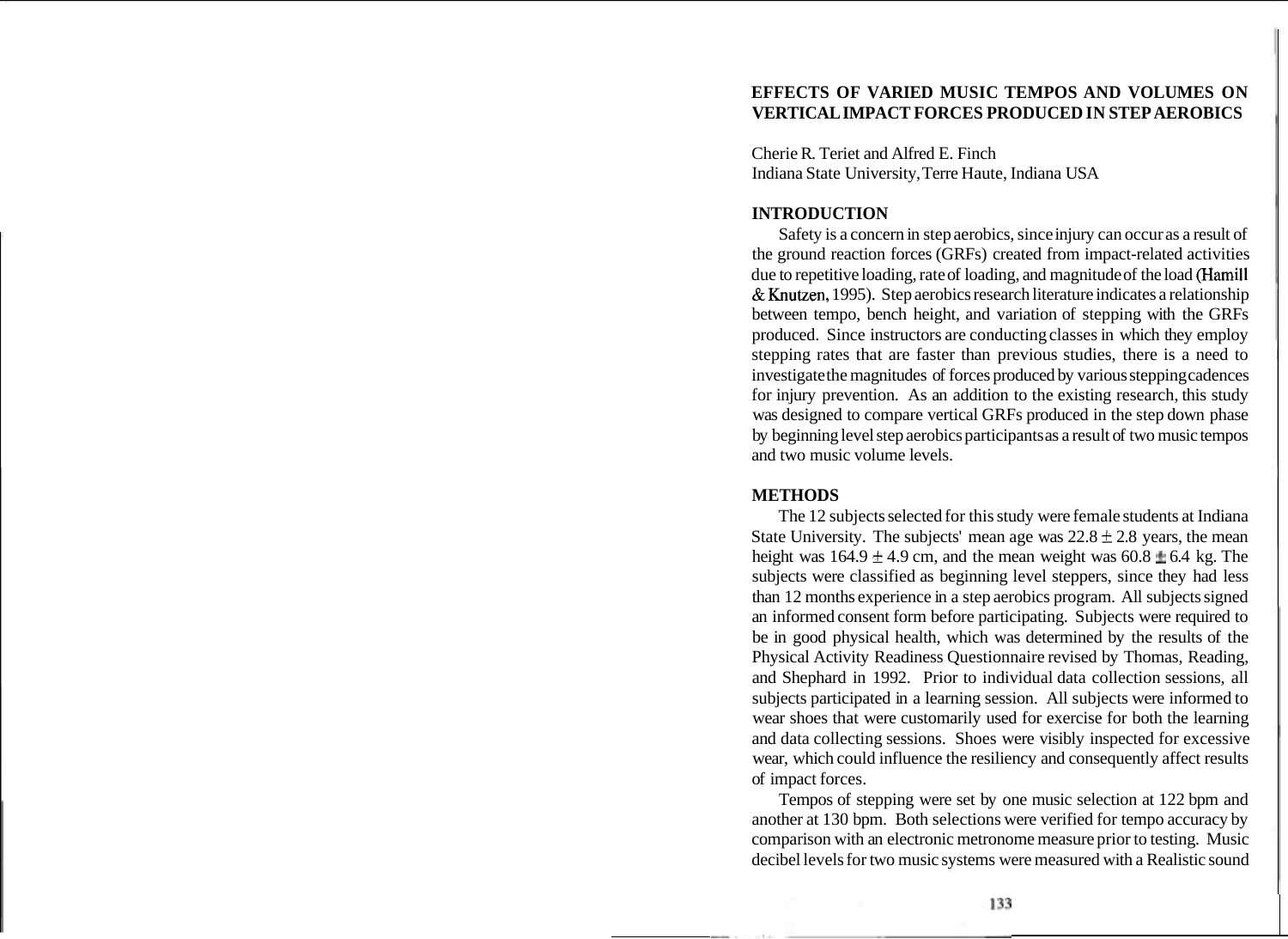# EFFECTS OF VARIED MUSIC TEMPOS AND VOLUMES ON VERTICAL IMPACT FORCES PRODUCED IN STEP AEROBICS

Cherie R. Teriet and Alfred E. Finch
Indiana State University, Terre Haute, Indiana USA

## INTRODUCTION

Safety is a concern in step aerobics, since injury can occur as a result of the ground reaction forces (GRFs) created from impact-related activities due to repetitive loading, rate of loading, and magnitude of the load (Hamill & Knutzen, 1995). Step aerobics research literature indicates a relationship between tempo, bench height, and variation of stepping with the GRFs produced. Since instructors are conducting classes in which they employ stepping rates that are faster than previous studies, there is a need to investigate the magnitudes of forces produced by various stepping cadences for injury prevention. As an addition to the existing research, this study was designed to compare vertical GRFs produced in the step down phase by beginning level step aerobics participants as a result of two music tempos and two music volume levels.

## METHODS

The 12 subjects selected for this study were female students at Indiana State University. The subjects' mean age was $22.8 \pm 2.8$ years, the mean height was $164.9 \pm 4.9$ cm, and the mean weight was $60.8 \pm 6.4$ kg. The subjects were classified as beginning level steppers, since they had less than 12 months experience in a step aerobics program. All subjects signed an informed consent form before participating. Subjects were required to be in good physical health, which was determined by the results of the Physical Activity Readiness Questionnaire revised by Thomas, Reading, and Shephard in 1992. Prior to individual data collection sessions, all subjects participated in a learning session. All subjects were informed to wear shoes that were customarily used for exercise for both the learning and data collecting sessions. Shoes were visibly inspected for excessive wear, which could influence the resiliency and consequently affect results of impact forces.

Tempos of stepping were set by one music selection at 122 bpm and another at 130 bpm. Both selections were verified for tempo accuracy by comparison with an electronic metronome measure prior to testing. Music decibel levels for two music systems were measured with a Realistic sound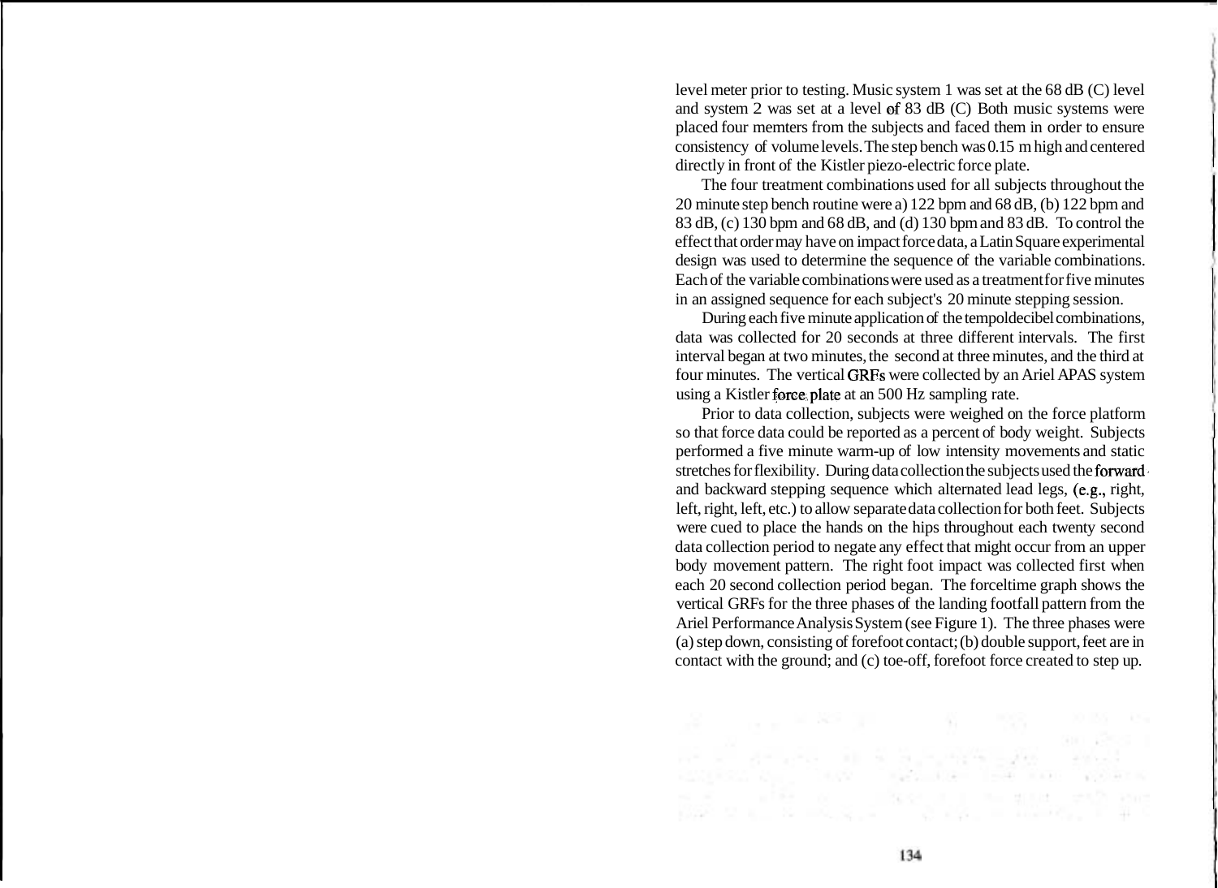level meter prior to testing. Music system 1 was set at the 68 dB (C) level and system 2 was set at a level of 83 dB (C) Both music systems were placed four memters from the subjects and faced them in order to ensure consistency of volume levels. The step bench was 0.15 m high and centered directly in front of the Kistler piezo-electric force plate.

The four treatment combinations used for all subjects throughout the 20 minute step bench routine were a) 122 bpm and 68 dB, (b) 122 bpm and 83 dB, (c) 130 bpm and 68 dB, and (d) 130 bpm and 83 dB. To control the effect that order may have on impact force data, a Latin Square experimental design was used to determine the sequence of the variable combinations. Each of the variable combinations were used as a treatment for five minutes in an assigned sequence for each subject's 20 minute stepping session.

During each five minute application of the tempoldecibel combinations, data was collected for 20 seconds at three different intervals. The first interval began at two minutes, the second at three minutes, and the third at four minutes. The vertical GRFs were collected by an Ariel APAS system using a Kistler force plate at an 500 Hz sampling rate.

Prior to data collection, subjects were weighed on the force platform so that force data could be reported as a percent of body weight. Subjects performed a five minute warm-up of low intensity movements and static stretches for flexibility. During data collection the subjects used the forward and backward stepping sequence which alternated lead legs, (e.g., right, left, right, left, etc.) to allow separate data collection for both feet. Subjects were cued to place the hands on the hips throughout each twenty second data collection period to negate any effect that might occur from an upper body movement pattern. The right foot impact was collected first when each 20 second collection period began. The forceltime graph shows the vertical GRFs for the three phases of the landing footfall pattern from the Ariel Performance Analysis System (see Figure 1). The three phases were (a) step down, consisting of forefoot contact; (b) double support, feet are in contact with the ground; and (c) toe-off, forefoot force created to step up.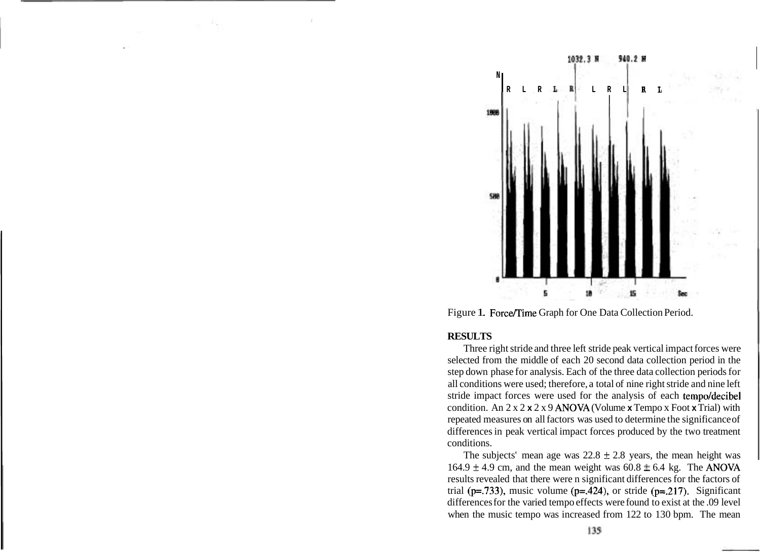Figure 1. Force/Time Graph for One Data Collection Period.

**RESULTS**

Three right stride and three left stride peak vertical impact forces were selected from the middle of each 20 second data collection period in the step down phase for analysis. Each of the three data collection periods for all conditions were used; therefore, a total of nine right stride and nine left stride impact forces were used for the analysis of each tempo/decibel condition. An 2 x 2 x 2 x 9 ANOVA (Volume x Tempo x Foot x Trial) with repeated measures on all factors was used to determine the significance of differences in peak vertical impact forces produced by the two treatment conditions.

The subjects' mean age was 22.8 ± 2.8 years, the mean height was 164.9 ± 4.9 cm, and the mean weight was 60.8 ± 6.4 kg. The ANOVA results revealed that there were n significant differences for the factors of trial ($p=.733$), music volume ($p=.424$), or stride ($p=.217$). Significant differences for the varied tempo effects were found to exist at the .09 level when the music tempo was increased from 122 to 130 bpm. The mean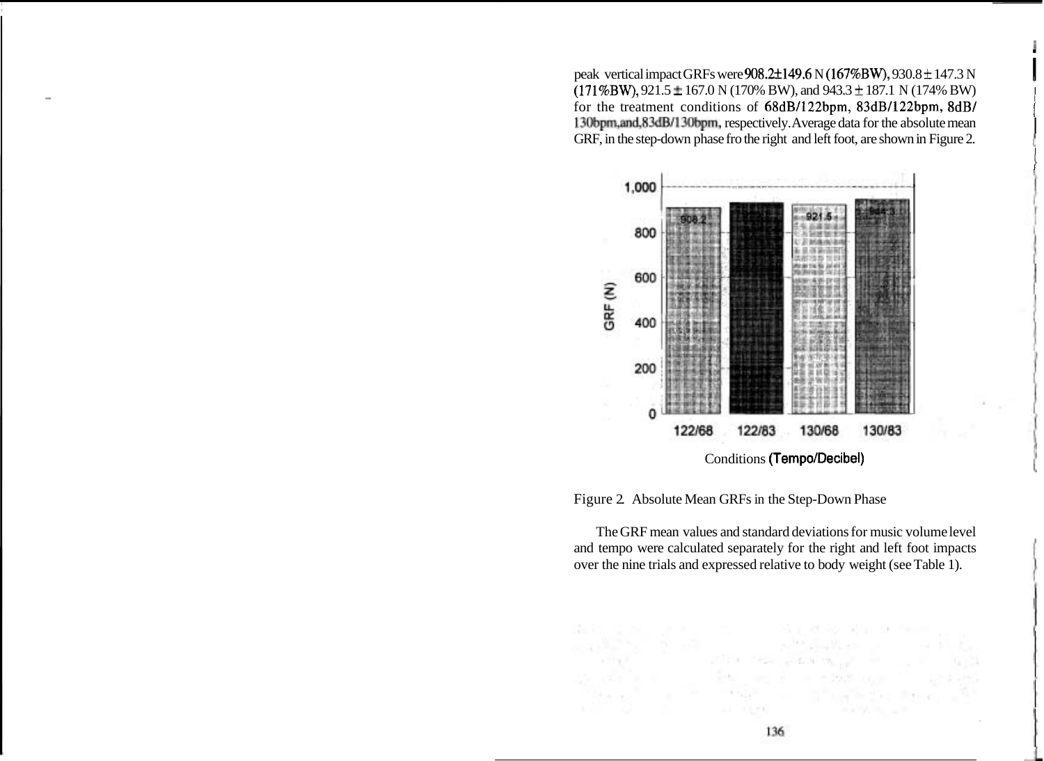peak vertical impact GRFs were 908.2±149.6 N (167%BW), 930.8 ± 147.3 N (171%BW), 921.5 ± 167.0 N (170% BW), and 943.3 ± 187.1 N (174% BW) for the treatment conditions of 68dB/122bpm, 83dB/122bpm, 8dB/130bpm, and, 83dB/130bpm, respectively. Average data for the absolute mean GRF, in the step-down phase fro the right and left foot, are shown in Figure 2.

Figure 2. Absolute Mean GRFs in the Step-Down Phase

The GRF mean values and standard deviations for music volume level and tempo were calculated separately for the right and left foot impacts over the nine trials and expressed relative to body weight (see Table 1).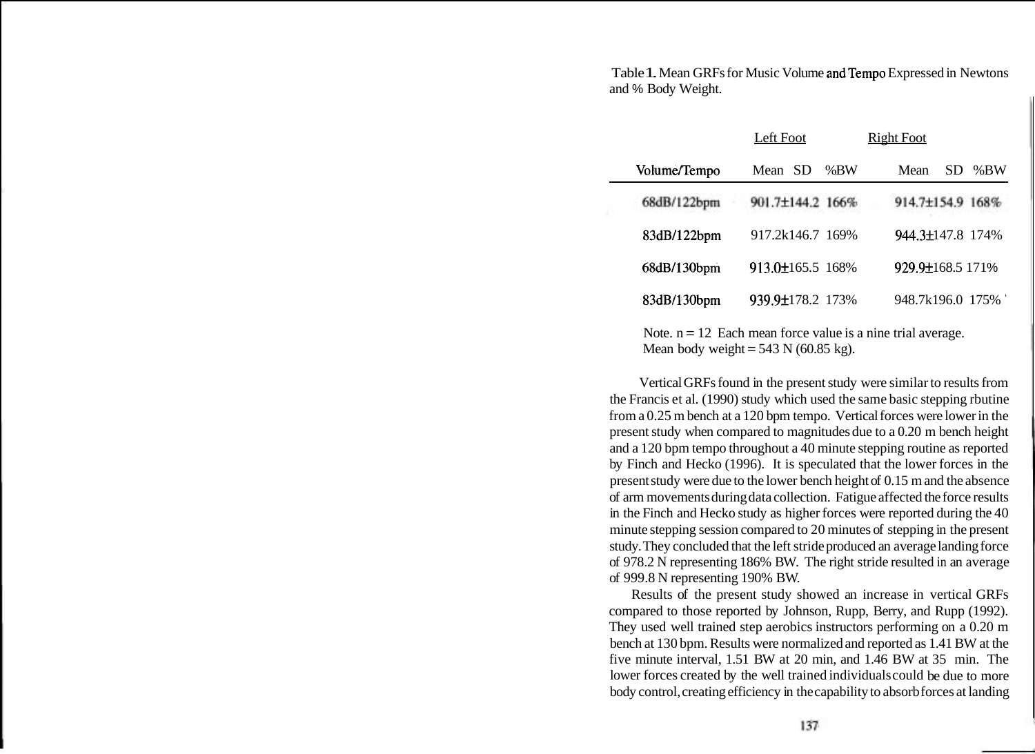Table 1. Mean GRFs for Music Volume and Tempo Expressed in Newtons and % Body Weight.

| | Left Foot | | Right Foot | |
|---|---|---|---|---|
| Volume/Tempo | Mean SD | %BW | Mean SD | %BW |
| 68dB/122bpm | 901.7±144.2 | 166% | 914.7±154.9 | 168% |
| 83dB/122bpm | 917.2k146.7 | 169% | 944.3±147.8 | 174% |
| 68dB/130bpm | 913.0±165.5 | 168% | 929.9±168.5 | 171% |
| 83dB/130bpm | 939.9±178.2 | 173% | 948.7k196.0 | 175% |

Note. n = 12 Each mean force value is a nine trial average.
Mean body weight = 543 N (60.85 kg).

Vertical GRFs found in the present study were similar to results from the Francis et al. (1990) study which used the same basic stepping rbutine from a 0.25 m bench at a 120 bpm tempo. Vertical forces were lower in the present study when compared to magnitudes due to a 0.20 m bench height and a 120 bpm tempo throughout a 40 minute stepping routine as reported by Finch and Hecko (1996). It is speculated that the lower forces in the present study were due to the lower bench height of 0.15 m and the absence of arm movements during data collection. Fatigue affected the force results in the Finch and Hecko study as higher forces were reported during the 40 minute stepping session compared to 20 minutes of stepping in the present study. They concluded that the left stride produced an average landing force of 978.2 N representing 186% BW. The right stride resulted in an average of 999.8 N representing 190% BW.

Results of the present study showed an increase in vertical GRFs compared to those reported by Johnson, Rupp, Berry, and Rupp (1992). They used well trained step aerobics instructors performing on a 0.20 m bench at 130 bpm. Results were normalized and reported as 1.41 BW at the five minute interval, 1.51 BW at 20 min, and 1.46 BW at 35 min. The lower forces created by the well trained individuals could be due to more body control, creating efficiency in the capability to absorb forces at landing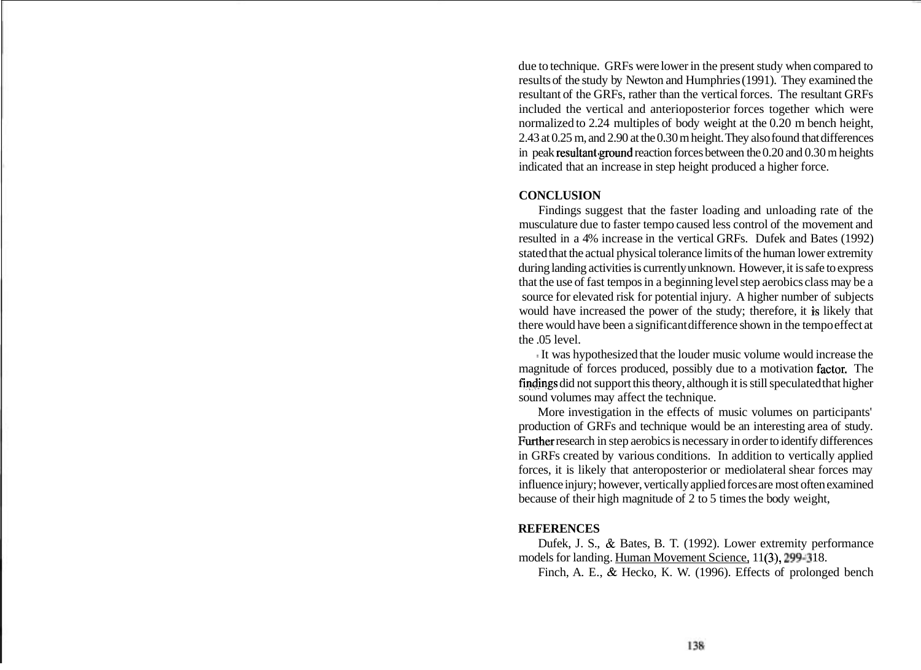due to technique. GRFs were lower in the present study when compared to results of the study by Newton and Humphries (1991). They examined the resultant of the GRFs, rather than the vertical forces. The resultant GRFs included the vertical and anterioposterior forces together which were normalized to 2.24 multiples of body weight at the 0.20 m bench height, 2.43 at 0.25 m, and 2.90 at the 0.30 m height. They also found that differences in peak resultant ground reaction forces between the 0.20 and 0.30 m heights indicated that an increase in step height produced a higher force.

## CONCLUSION

Findings suggest that the faster loading and unloading rate of the musculature due to faster tempo caused less control of the movement and resulted in a 4% increase in the vertical GRFs. Dufek and Bates (1992) stated that the actual physical tolerance limits of the human lower extremity during landing activities is currently unknown. However, it is safe to express that the use of fast tempos in a beginning level step aerobics class may be a source for elevated risk for potential injury. A higher number of subjects would have increased the power of the study; therefore, it is likely that there would have been a significant difference shown in the tempo effect at the .05 level.

It was hypothesized that the louder music volume would increase the magnitude of forces produced, possibly due to a motivation factor. The findings did not support this theory, although it is still speculated that higher sound volumes may affect the technique.

More investigation in the effects of music volumes on participants' production of GRFs and technique would be an interesting area of study. Further research in step aerobics is necessary in order to identify differences in GRFs created by various conditions. In addition to vertically applied forces, it is likely that anteroposterior or mediolateral shear forces may influence injury; however, vertically applied forces are most often examined because of their high magnitude of 2 to 5 times the body weight,

## REFERENCES

Dufek, J. S., & Bates, B. T. (1992). Lower extremity performance models for landing. Human Movement Science, 11(3), 299-318.

Finch, A. E., & Hecko, K. W. (1996). Effects of prolonged bench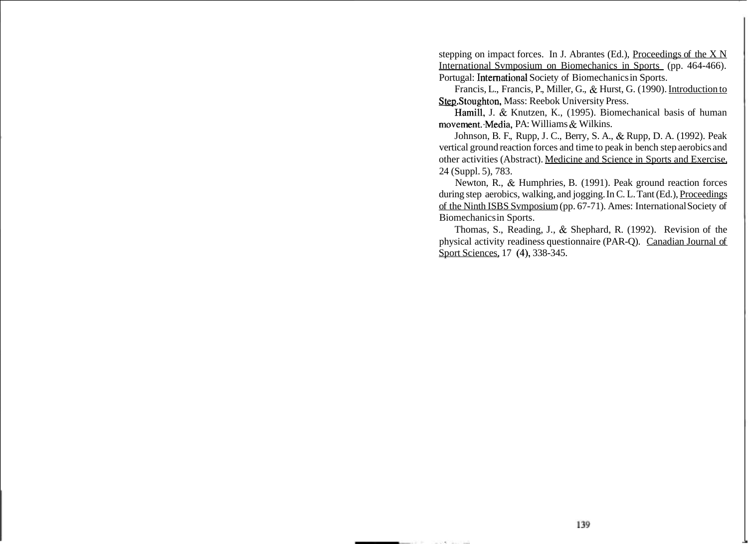stepping on impact forces. In J. Abrantes (Ed.), Proceedings of the X N International Svmposium on Biomechanics in Sports (pp. 464-466). Portugal: International Society of Biomechanics in Sports.

Francis, L., Francis, P., Miller, G., & Hurst, G. (1990). Introduction to Step. Stoughton, Mass: Reebok University Press.

Hamill, J. & Knutzen, K., (1995). Biomechanical basis of human movement. Media, PA: Williams & Wilkins.

Johnson, B. F., Rupp, J. C., Berry, S. A., & Rupp, D. A. (1992). Peak vertical ground reaction forces and time to peak in bench step aerobics and other activities (Abstract). Medicine and Science in Sports and Exercise, 24 (Suppl. 5), 783.

Newton, R., & Humphries, B. (1991). Peak ground reaction forces during step aerobics, walking, and jogging. In C. L. Tant (Ed.), Proceedings of the Ninth ISBS Svmposium (pp. 67-71). Ames: International Society of Biomechanics in Sports.

Thomas, S., Reading, J., & Shephard, R. (1992). Revision of the physical activity readiness questionnaire (PAR-Q). Canadian Journal of Sport Sciences, 17 (4), 338-345.